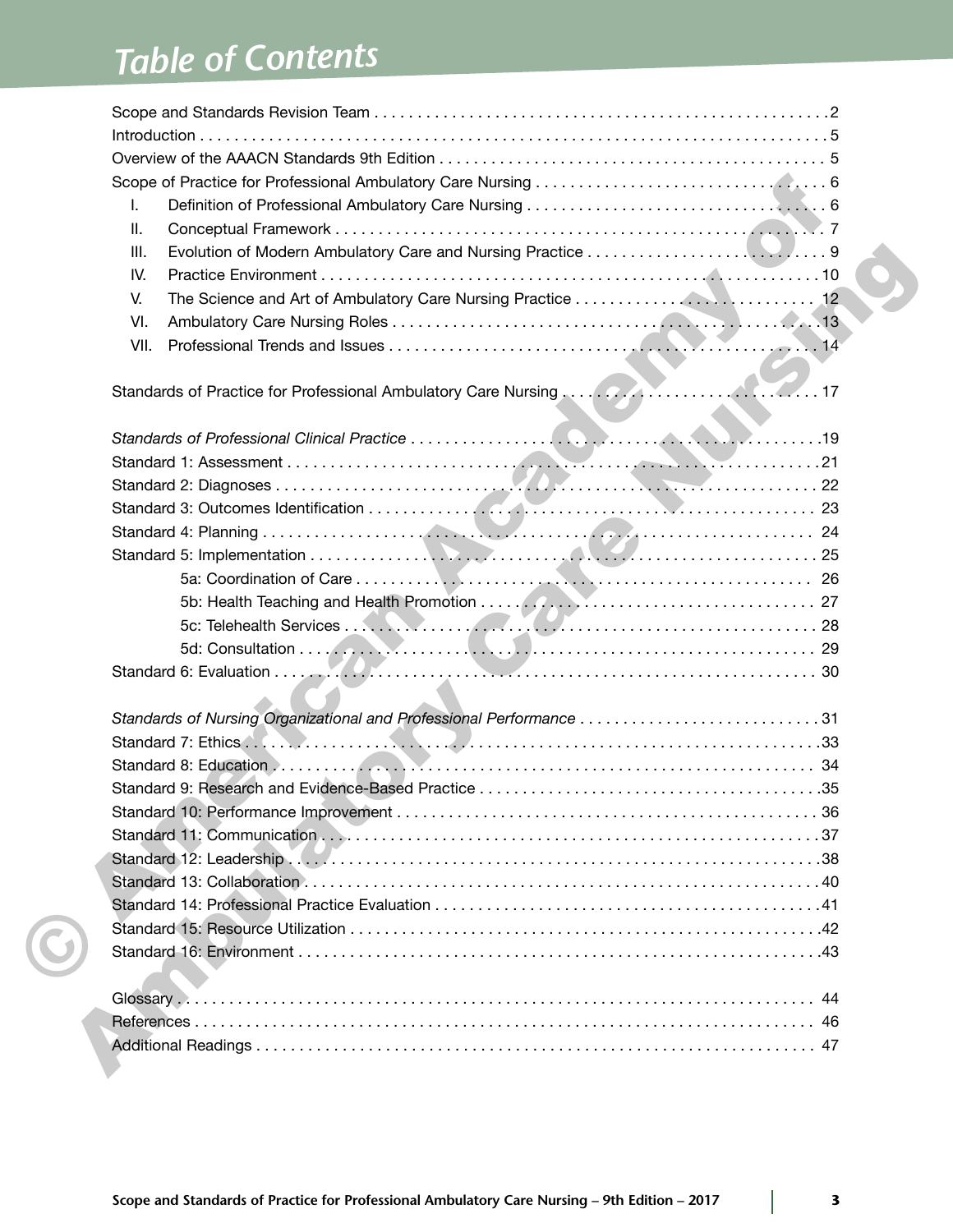# Table of Contents

Scope and Standards Revision Team . . . . . . . . . . 2
Introduction . . . . . . . . . . 5
Overview of the AAACN Standards 9th Edition . . . . . . . . . . 5
Scope of Practice for Professional Ambulatory Care Nursing . . . . . . . . . . 6

- I. Definition of Professional Ambulatory Care Nursing . . . . . . . . . . 6
- II. Conceptual Framework . . . . . . . . . . 7
- III. Evolution of Modern Ambulatory Care and Nursing Practice . . . . . . . . . . 9
- IV. Practice Environment . . . . . . . . . . 10
- V. The Science and Art of Ambulatory Care Nursing Practice . . . . . . . . . . 12
- VI. Ambulatory Care Nursing Roles . . . . . . . . . . 13
- VII. Professional Trends and Issues . . . . . . . . . . 14

Standards of Practice for Professional Ambulatory Care Nursing . . . . . . . . . . 17

*Standards of Professional Clinical Practice* . . . . . . . . . . 19
Standard 1: Assessment . . . . . . . . . . 21
Standard 2: Diagnoses . . . . . . . . . . 22
Standard 3: Outcomes Identification . . . . . . . . . . 23
Standard 4: Planning . . . . . . . . . . 24
Standard 5: Implementation . . . . . . . . . . 25

- 5a: Coordination of Care . . . . . . . . . . 26
- 5b: Health Teaching and Health Promotion . . . . . . . . . . 27
- 5c: Telehealth Services . . . . . . . . . . 28
- 5d: Consultation . . . . . . . . . . 29

Standard 6: Evaluation . . . . . . . . . . 30

*Standards of Nursing Organizational and Professional Performance* . . . . . . . . . . 31
Standard 7: Ethics . . . . . . . . . . 33
Standard 8: Education . . . . . . . . . . 34
Standard 9: Research and Evidence-Based Practice . . . . . . . . . . 35
Standard 10: Performance Improvement . . . . . . . . . . 36
Standard 11: Communication . . . . . . . . . . 37
Standard 12: Leadership . . . . . . . . . . 38
Standard 13: Collaboration . . . . . . . . . . 40
Standard 14: Professional Practice Evaluation . . . . . . . . . . 41
Standard 15: Resource Utilization . . . . . . . . . . 42
Standard 16: Environment . . . . . . . . . . 43

Glossary . . . . . . . . . . 44
References . . . . . . . . . . 46
Additional Readings . . . . . . . . . . 47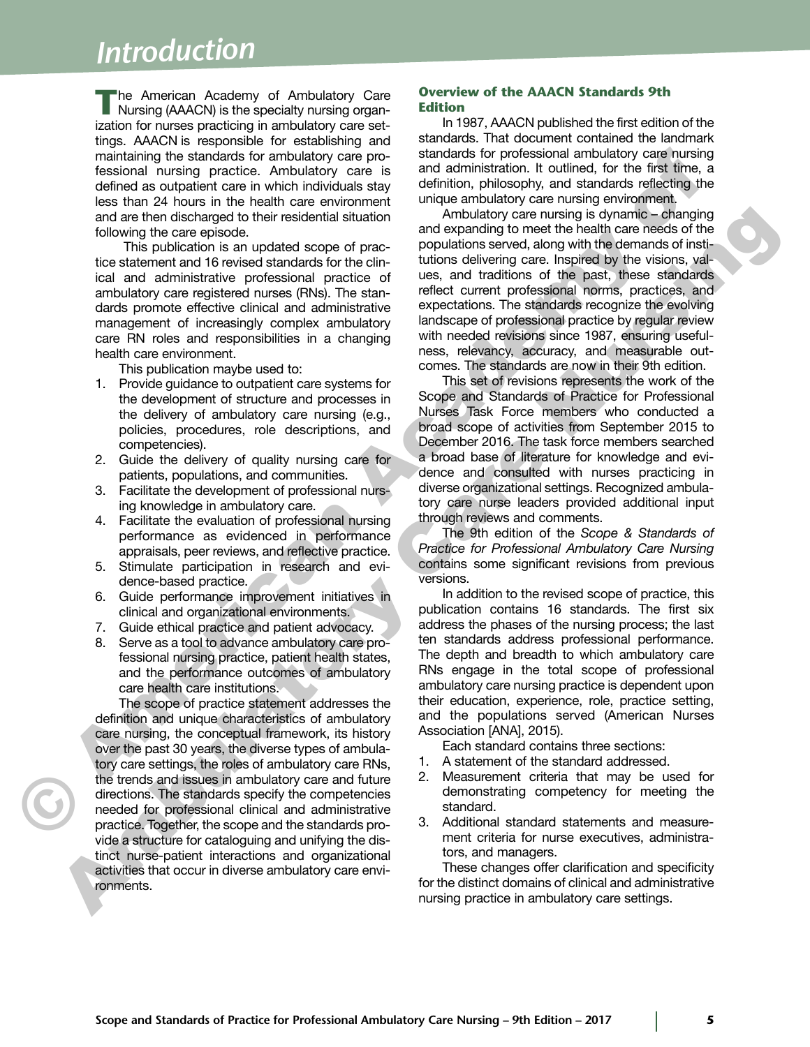# Introduction

The American Academy of Ambulatory Care Nursing (AAACN) is the specialty nursing organization for nurses practicing in ambulatory care settings. AAACN is responsible for establishing and maintaining the standards for ambulatory care professional nursing practice. Ambulatory care is defined as outpatient care in which individuals stay less than 24 hours in the health care environment and are then discharged to their residential situation following the care episode.

This publication is an updated scope of practice statement and 16 revised standards for the clinical and administrative professional practice of ambulatory care registered nurses (RNs). The standards promote effective clinical and administrative management of increasingly complex ambulatory care RN roles and responsibilities in a changing health care environment.

This publication maybe used to:

1. Provide guidance to outpatient care systems for the development of structure and processes in the delivery of ambulatory care nursing (e.g., policies, procedures, role descriptions, and competencies).
2. Guide the delivery of quality nursing care for patients, populations, and communities.
3. Facilitate the development of professional nursing knowledge in ambulatory care.
4. Facilitate the evaluation of professional nursing performance as evidenced in performance appraisals, peer reviews, and reflective practice.
5. Stimulate participation in research and evidence-based practice.
6. Guide performance improvement initiatives in clinical and organizational environments.
7. Guide ethical practice and patient advocacy.
8. Serve as a tool to advance ambulatory care professional nursing practice, patient health states, and the performance outcomes of ambulatory care health care institutions.

The scope of practice statement addresses the definition and unique characteristics of ambulatory care nursing, the conceptual framework, its history over the past 30 years, the diverse types of ambulatory care settings, the roles of ambulatory care RNs, the trends and issues in ambulatory care and future directions. The standards specify the competencies needed for professional clinical and administrative practice. Together, the scope and the standards provide a structure for cataloguing and unifying the distinct nurse-patient interactions and organizational activities that occur in diverse ambulatory care environments.

## Overview of the AAACN Standards 9th Edition

In 1987, AAACN published the first edition of the standards. That document contained the landmark standards for professional ambulatory care nursing and administration. It outlined, for the first time, a definition, philosophy, and standards reflecting the unique ambulatory care nursing environment.

Ambulatory care nursing is dynamic – changing and expanding to meet the health care needs of the populations served, along with the demands of institutions delivering care. Inspired by the visions, values, and traditions of the past, these standards reflect current professional norms, practices, and expectations. The standards recognize the evolving landscape of professional practice by regular review with needed revisions since 1987, ensuring usefulness, relevancy, accuracy, and measurable outcomes. The standards are now in their 9th edition.

This set of revisions represents the work of the Scope and Standards of Practice for Professional Nurses Task Force members who conducted a broad scope of activities from September 2015 to December 2016. The task force members searched a broad base of literature for knowledge and evidence and consulted with nurses practicing in diverse organizational settings. Recognized ambulatory care nurse leaders provided additional input through reviews and comments.

The 9th edition of the *Scope & Standards of Practice for Professional Ambulatory Care Nursing* contains some significant revisions from previous versions.

In addition to the revised scope of practice, this publication contains 16 standards. The first six address the phases of the nursing process; the last ten standards address professional performance. The depth and breadth to which ambulatory care RNs engage in the total scope of professional ambulatory care nursing practice is dependent upon their education, experience, role, practice setting, and the populations served (American Nurses Association [ANA], 2015).

Each standard contains three sections:

1. A statement of the standard addressed.
2. Measurement criteria that may be used for demonstrating competency for meeting the standard.
3. Additional standard statements and measurement criteria for nurse executives, administrators, and managers.

These changes offer clarification and specificity for the distinct domains of clinical and administrative nursing practice in ambulatory care settings.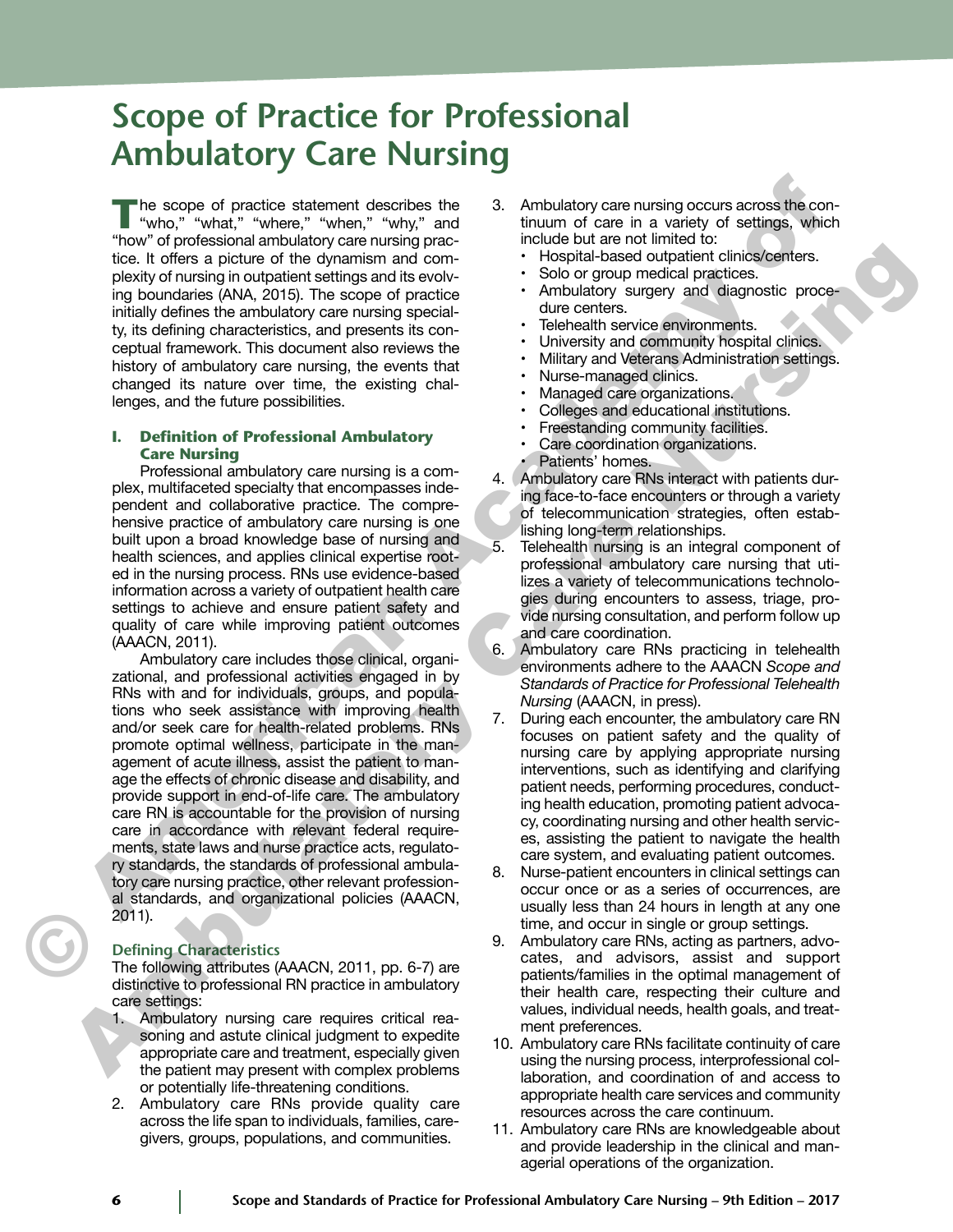# Scope of Practice for Professional Ambulatory Care Nursing

The scope of practice statement describes the "who," "what," "where," "when," "why," and "how" of professional ambulatory care nursing practice. It offers a picture of the dynamism and complexity of nursing in outpatient settings and its evolving boundaries (ANA, 2015). The scope of practice initially defines the ambulatory care nursing specialty, its defining characteristics, and presents its conceptual framework. This document also reviews the history of ambulatory care nursing, the events that changed its nature over time, the existing challenges, and the future possibilities.

## I. Definition of Professional Ambulatory Care Nursing

Professional ambulatory care nursing is a complex, multifaceted specialty that encompasses independent and collaborative practice. The comprehensive practice of ambulatory care nursing is one built upon a broad knowledge base of nursing and health sciences, and applies clinical expertise rooted in the nursing process. RNs use evidence-based information across a variety of outpatient health care settings to achieve and ensure patient safety and quality of care while improving patient outcomes (AAACN, 2011).

Ambulatory care includes those clinical, organizational, and professional activities engaged in by RNs with and for individuals, groups, and populations who seek assistance with improving health and/or seek care for health-related problems. RNs promote optimal wellness, participate in the management of acute illness, assist the patient to manage the effects of chronic disease and disability, and provide support in end-of-life care. The ambulatory care RN is accountable for the provision of nursing care in accordance with relevant federal requirements, state laws and nurse practice acts, regulatory standards, the standards of professional ambulatory care nursing practice, other relevant professional standards, and organizational policies (AAACN, 2011).

### Defining Characteristics

The following attributes (AAACN, 2011, pp. 6-7) are distinctive to professional RN practice in ambulatory care settings:

1. Ambulatory nursing care requires critical reasoning and astute clinical judgment to expedite appropriate care and treatment, especially given the patient may present with complex problems or potentially life-threatening conditions.
2. Ambulatory care RNs provide quality care across the life span to individuals, families, caregivers, groups, populations, and communities.
3. Ambulatory care nursing occurs across the continuum of care in a variety of settings, which include but are not limited to:
   - Hospital-based outpatient clinics/centers.
   - Solo or group medical practices.
   - Ambulatory surgery and diagnostic procedure centers.
   - Telehealth service environments.
   - University and community hospital clinics.
   - Military and Veterans Administration settings.
   - Nurse-managed clinics.
   - Managed care organizations.
   - Colleges and educational institutions.
   - Freestanding community facilities.
   - Care coordination organizations.
   - Patients' homes.
4. Ambulatory care RNs interact with patients during face-to-face encounters or through a variety of telecommunication strategies, often establishing long-term relationships.
5. Telehealth nursing is an integral component of professional ambulatory care nursing that utilizes a variety of telecommunications technologies during encounters to assess, triage, provide nursing consultation, and perform follow up and care coordination.
6. Ambulatory care RNs practicing in telehealth environments adhere to the AAACN *Scope and Standards of Practice for Professional Telehealth Nursing* (AAACN, in press).
7. During each encounter, the ambulatory care RN focuses on patient safety and the quality of nursing care by applying appropriate nursing interventions, such as identifying and clarifying patient needs, performing procedures, conducting health education, promoting patient advocacy, coordinating nursing and other health services, assisting the patient to navigate the health care system, and evaluating patient outcomes.
8. Nurse-patient encounters in clinical settings can occur once or as a series of occurrences, are usually less than 24 hours in length at any one time, and occur in single or group settings.
9. Ambulatory care RNs, acting as partners, advocates, and advisors, assist and support patients/families in the optimal management of their health care, respecting their culture and values, individual needs, health goals, and treatment preferences.
10. Ambulatory care RNs facilitate continuity of care using the nursing process, interprofessional collaboration, and coordination of and access to appropriate health care services and community resources across the care continuum.
11. Ambulatory care RNs are knowledgeable about and provide leadership in the clinical and managerial operations of the organization.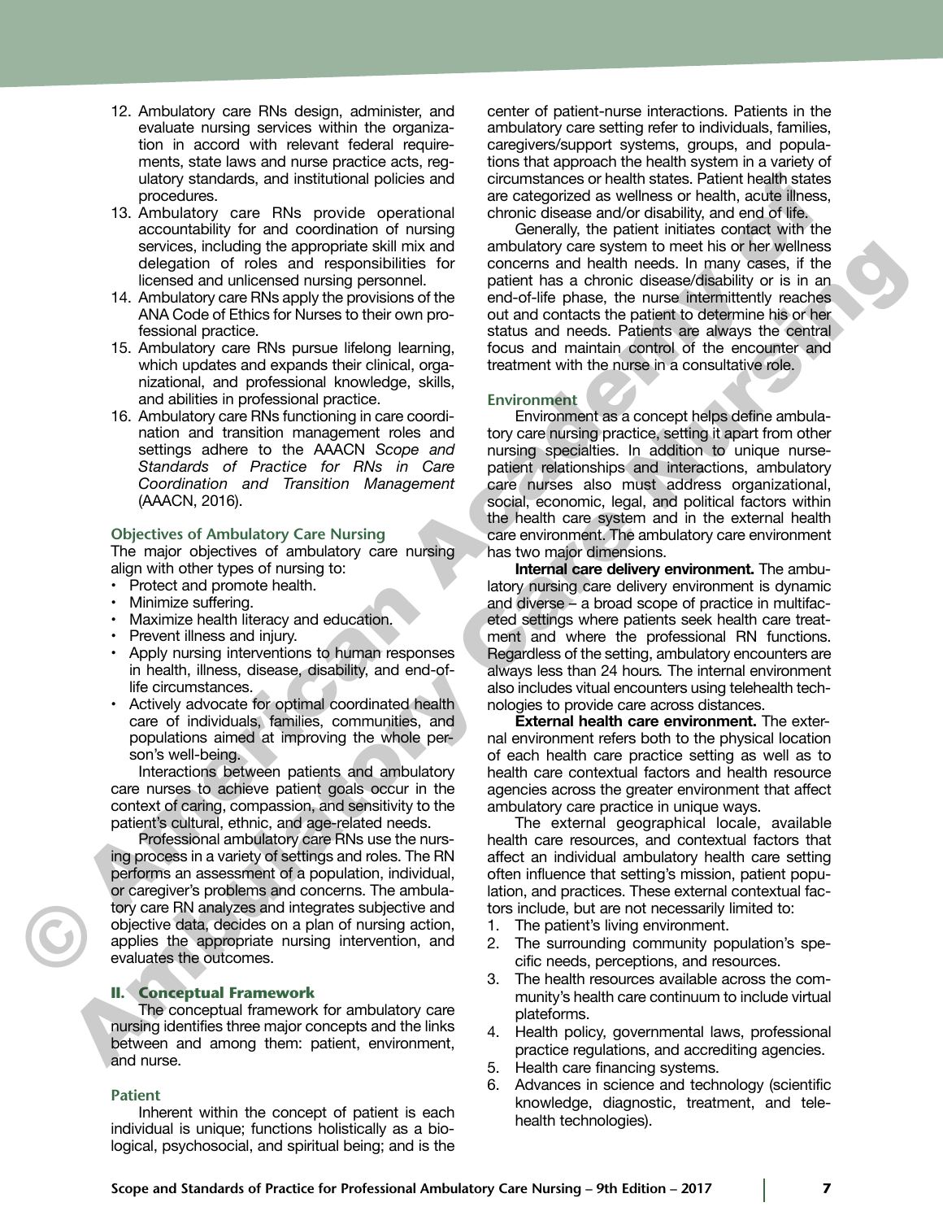12. Ambulatory care RNs design, administer, and evaluate nursing services within the organization in accord with relevant federal requirements, state laws and nurse practice acts, regulatory standards, and institutional policies and procedures.
13. Ambulatory care RNs provide operational accountability for and coordination of nursing services, including the appropriate skill mix and delegation of roles and responsibilities for licensed and unlicensed nursing personnel.
14. Ambulatory care RNs apply the provisions of the ANA Code of Ethics for Nurses to their own professional practice.
15. Ambulatory care RNs pursue lifelong learning, which updates and expands their clinical, organizational, and professional knowledge, skills, and abilities in professional practice.
16. Ambulatory care RNs functioning in care coordination and transition management roles and settings adhere to the AAACN *Scope and Standards of Practice for RNs in Care Coordination and Transition Management* (AAACN, 2016).

### Objectives of Ambulatory Care Nursing

The major objectives of ambulatory care nursing align with other types of nursing to:

- Protect and promote health.
- Minimize suffering.
- Maximize health literacy and education.
- Prevent illness and injury.
- Apply nursing interventions to human responses in health, illness, disease, disability, and end-of-life circumstances.
- Actively advocate for optimal coordinated health care of individuals, families, communities, and populations aimed at improving the whole person's well-being.

Interactions between patients and ambulatory care nurses to achieve patient goals occur in the context of caring, compassion, and sensitivity to the patient's cultural, ethnic, and age-related needs.

Professional ambulatory care RNs use the nursing process in a variety of settings and roles. The RN performs an assessment of a population, individual, or caregiver's problems and concerns. The ambulatory care RN analyzes and integrates subjective and objective data, decides on a plan of nursing action, applies the appropriate nursing intervention, and evaluates the outcomes.

## II. Conceptual Framework

The conceptual framework for ambulatory care nursing identifies three major concepts and the links between and among them: patient, environment, and nurse.

### Patient

Inherent within the concept of patient is each individual is unique; functions holistically as a biological, psychosocial, and spiritual being; and is the center of patient-nurse interactions. Patients in the ambulatory care setting refer to individuals, families, caregivers/support systems, groups, and populations that approach the health system in a variety of circumstances or health states. Patient health states are categorized as wellness or health, acute illness, chronic disease and/or disability, and end of life.

Generally, the patient initiates contact with the ambulatory care system to meet his or her wellness concerns and health needs. In many cases, if the patient has a chronic disease/disability or is in an end-of-life phase, the nurse intermittently reaches out and contacts the patient to determine his or her status and needs. Patients are always the central focus and maintain control of the encounter and treatment with the nurse in a consultative role.

### Environment

Environment as a concept helps define ambulatory care nursing practice, setting it apart from other nursing specialties. In addition to unique nurse-patient relationships and interactions, ambulatory care nurses also must address organizational, social, economic, legal, and political factors within the health care system and in the external health care environment. The ambulatory care environment has two major dimensions.

**Internal care delivery environment.** The ambulatory nursing care delivery environment is dynamic and diverse – a broad scope of practice in multifaceted settings where patients seek health care treatment and where the professional RN functions. Regardless of the setting, ambulatory encounters are always less than 24 hours. The internal environment also includes vitual encounters using telehealth technologies to provide care across distances.

**External health care environment.** The external environment refers both to the physical location of each health care practice setting as well as to health care contextual factors and health resource agencies across the greater environment that affect ambulatory care practice in unique ways.

The external geographical locale, available health care resources, and contextual factors that affect an individual ambulatory health care setting often influence that setting's mission, patient population, and practices. These external contextual factors include, but are not necessarily limited to:

1. The patient's living environment.
2. The surrounding community population's specific needs, perceptions, and resources.
3. The health resources available across the community's health care continuum to include virtual plateforms.
4. Health policy, governmental laws, professional practice regulations, and accrediting agencies.
5. Health care financing systems.
6. Advances in science and technology (scientific knowledge, diagnostic, treatment, and telehealth technologies).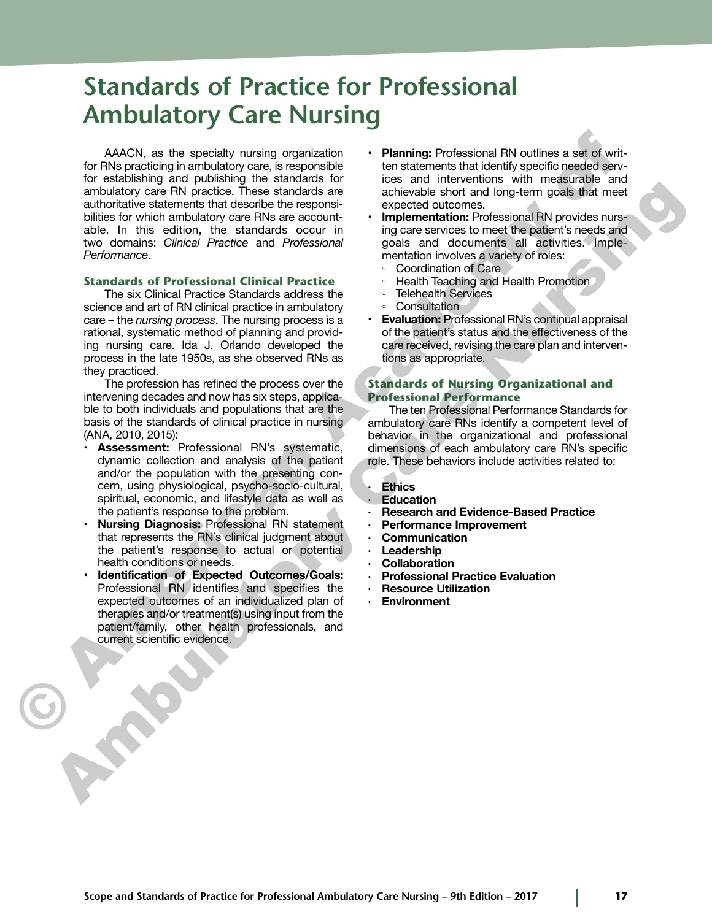# Standards of Practice for Professional Ambulatory Care Nursing

AAACN, as the specialty nursing organization for RNs practicing in ambulatory care, is responsible for establishing and publishing the standards for ambulatory care RN practice. These standards are authoritative statements that describe the responsibilities for which ambulatory care RNs are accountable. In this edition, the standards occur in two domains: *Clinical Practice* and *Professional Performance*.

### Standards of Professional Clinical Practice

The six Clinical Practice Standards address the science and art of RN clinical practice in ambulatory care – the *nursing process*. The nursing process is a rational, systematic method of planning and providing nursing care. Ida J. Orlando developed the process in the late 1950s, as she observed RNs as they practiced.

The profession has refined the process over the intervening decades and now has six steps, applicable to both individuals and populations that are the basis of the standards of clinical practice in nursing (ANA, 2010, 2015):

- **Assessment:** Professional RN's systematic, dynamic collection and analysis of the patient and/or the population with the presenting concern, using physiological, psycho-socio-cultural, spiritual, economic, and lifestyle data as well as the patient's response to the problem.
- **Nursing Diagnosis:** Professional RN statement that represents the RN's clinical judgment about the patient's response to actual or potential health conditions or needs.
- **Identification of Expected Outcomes/Goals:** Professional RN identifies and specifies the expected outcomes of an individualized plan of therapies and/or treatment(s) using input from the patient/family, other health professionals, and current scientific evidence.
- **Planning:** Professional RN outlines a set of written statements that identify specific needed services and interventions with measurable and achievable short and long-term goals that meet expected outcomes.
- **Implementation:** Professional RN provides nursing care services to meet the patient's needs and goals and documents all activities. Implementation involves a variety of roles:
  - Coordination of Care
  - Health Teaching and Health Promotion
  - Telehealth Services
  - Consultation
- **Evaluation:** Professional RN's continual appraisal of the patient's status and the effectiveness of the care received, revising the care plan and interventions as appropriate.

### Standards of Nursing Organizational and Professional Performance

The ten Professional Performance Standards for ambulatory care RNs identify a competent level of behavior in the organizational and professional dimensions of each ambulatory care RN's specific role. These behaviors include activities related to:

- **Ethics**
- **Education**
- **Research and Evidence-Based Practice**
- **Performance Improvement**
- **Communication**
- **Leadership**
- **Collaboration**
- **Professional Practice Evaluation**
- **Resource Utilization**
- **Environment**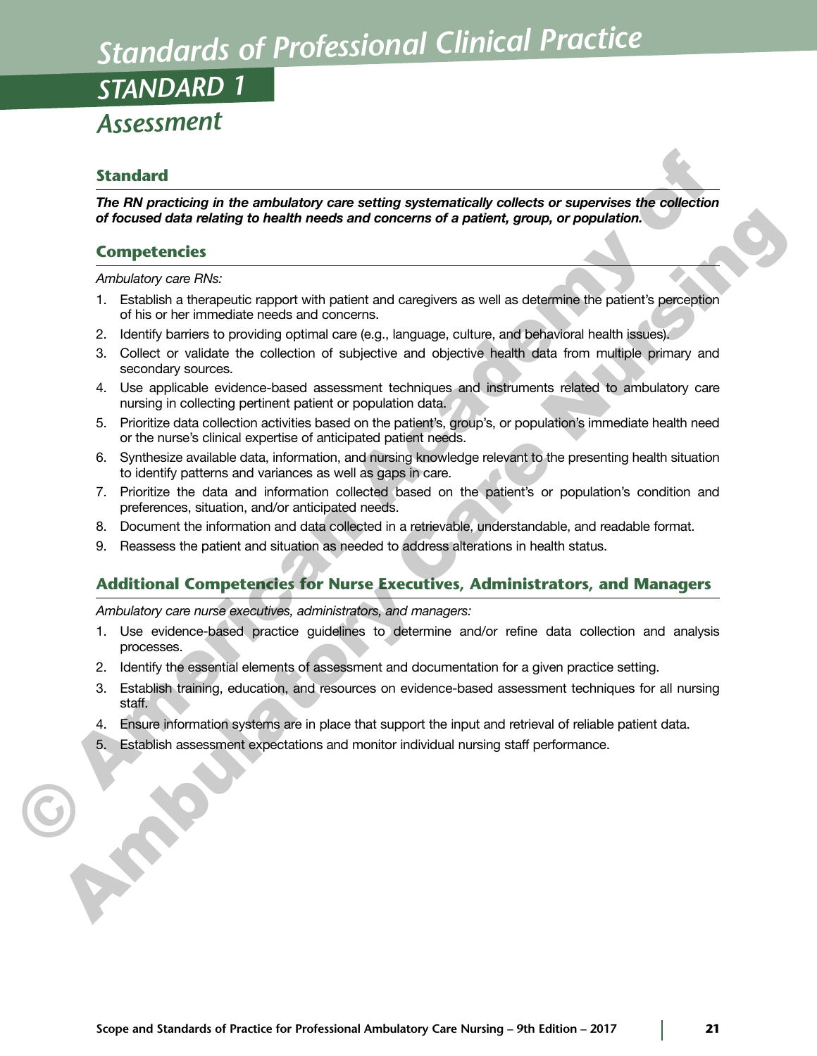# Standards of Professional Clinical Practice

## STANDARD 1

## Assessment

### Standard

***The RN practicing in the ambulatory care setting systematically collects or supervises the collection of focused data relating to health needs and concerns of a patient, group, or population.***

### Competencies

*Ambulatory care RNs:*

1. Establish a therapeutic rapport with patient and caregivers as well as determine the patient's perception of his or her immediate needs and concerns.
2. Identify barriers to providing optimal care (e.g., language, culture, and behavioral health issues).
3. Collect or validate the collection of subjective and objective health data from multiple primary and secondary sources.
4. Use applicable evidence-based assessment techniques and instruments related to ambulatory care nursing in collecting pertinent patient or population data.
5. Prioritize data collection activities based on the patient's, group's, or population's immediate health need or the nurse's clinical expertise of anticipated patient needs.
6. Synthesize available data, information, and nursing knowledge relevant to the presenting health situation to identify patterns and variances as well as gaps in care.
7. Prioritize the data and information collected based on the patient's or population's condition and preferences, situation, and/or anticipated needs.
8. Document the information and data collected in a retrievable, understandable, and readable format.
9. Reassess the patient and situation as needed to address alterations in health status.

### Additional Competencies for Nurse Executives, Administrators, and Managers

*Ambulatory care nurse executives, administrators, and managers:*

1. Use evidence-based practice guidelines to determine and/or refine data collection and analysis processes.
2. Identify the essential elements of assessment and documentation for a given practice setting.
3. Establish training, education, and resources on evidence-based assessment techniques for all nursing staff.
4. Ensure information systems are in place that support the input and retrieval of reliable patient data.
5. Establish assessment expectations and monitor individual nursing staff performance.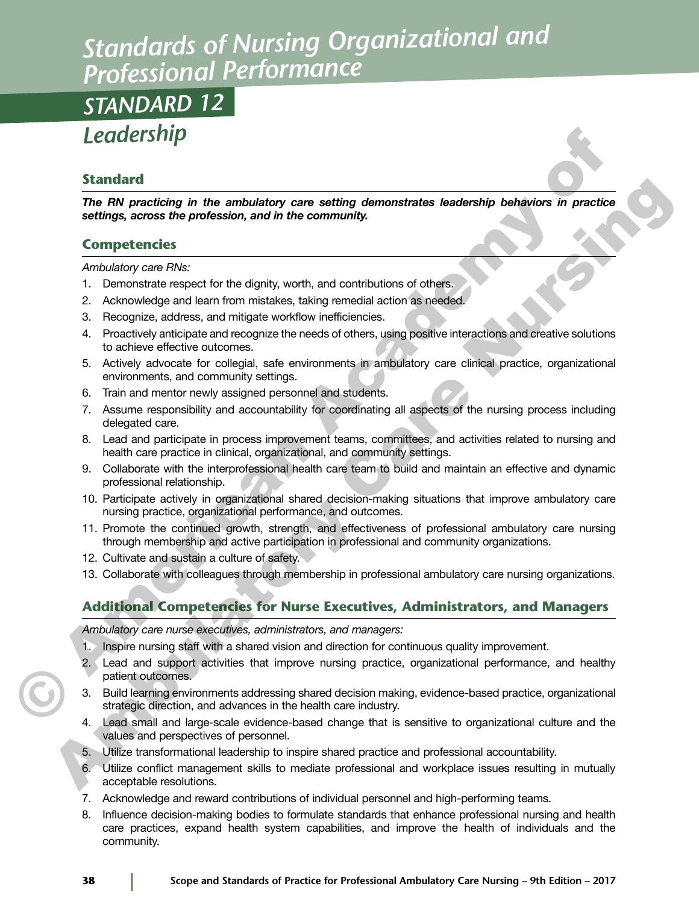# Standards of Nursing Organizational and Professional Performance

## STANDARD 12

## Leadership

### Standard

***The RN practicing in the ambulatory care setting demonstrates leadership behaviors in practice settings, across the profession, and in the community.***

### Competencies

*Ambulatory care RNs:*

1. Demonstrate respect for the dignity, worth, and contributions of others.
2. Acknowledge and learn from mistakes, taking remedial action as needed.
3. Recognize, address, and mitigate workflow inefficiencies.
4. Proactively anticipate and recognize the needs of others, using positive interactions and creative solutions to achieve effective outcomes.
5. Actively advocate for collegial, safe environments in ambulatory care clinical practice, organizational environments, and community settings.
6. Train and mentor newly assigned personnel and students.
7. Assume responsibility and accountability for coordinating all aspects of the nursing process including delegated care.
8. Lead and participate in process improvement teams, committees, and activities related to nursing and health care practice in clinical, organizational, and community settings.
9. Collaborate with the interprofessional health care team to build and maintain an effective and dynamic professional relationship.
10. Participate actively in organizational shared decision-making situations that improve ambulatory care nursing practice, organizational performance, and outcomes.
11. Promote the continued growth, strength, and effectiveness of professional ambulatory care nursing through membership and active participation in professional and community organizations.
12. Cultivate and sustain a culture of safety.
13. Collaborate with colleagues through membership in professional ambulatory care nursing organizations.

### Additional Competencies for Nurse Executives, Administrators, and Managers

*Ambulatory care nurse executives, administrators, and managers:*

1. Inspire nursing staff with a shared vision and direction for continuous quality improvement.
2. Lead and support activities that improve nursing practice, organizational performance, and healthy patient outcomes.
3. Build learning environments addressing shared decision making, evidence-based practice, organizational strategic direction, and advances in the health care industry.
4. Lead small and large-scale evidence-based change that is sensitive to organizational culture and the values and perspectives of personnel.
5. Utilize transformational leadership to inspire shared practice and professional accountability.
6. Utilize conflict management skills to mediate professional and workplace issues resulting in mutually acceptable resolutions.
7. Acknowledge and reward contributions of individual personnel and high-performing teams.
8. Influence decision-making bodies to formulate standards that enhance professional nursing and health care practices, expand health system capabilities, and improve the health of individuals and the community.